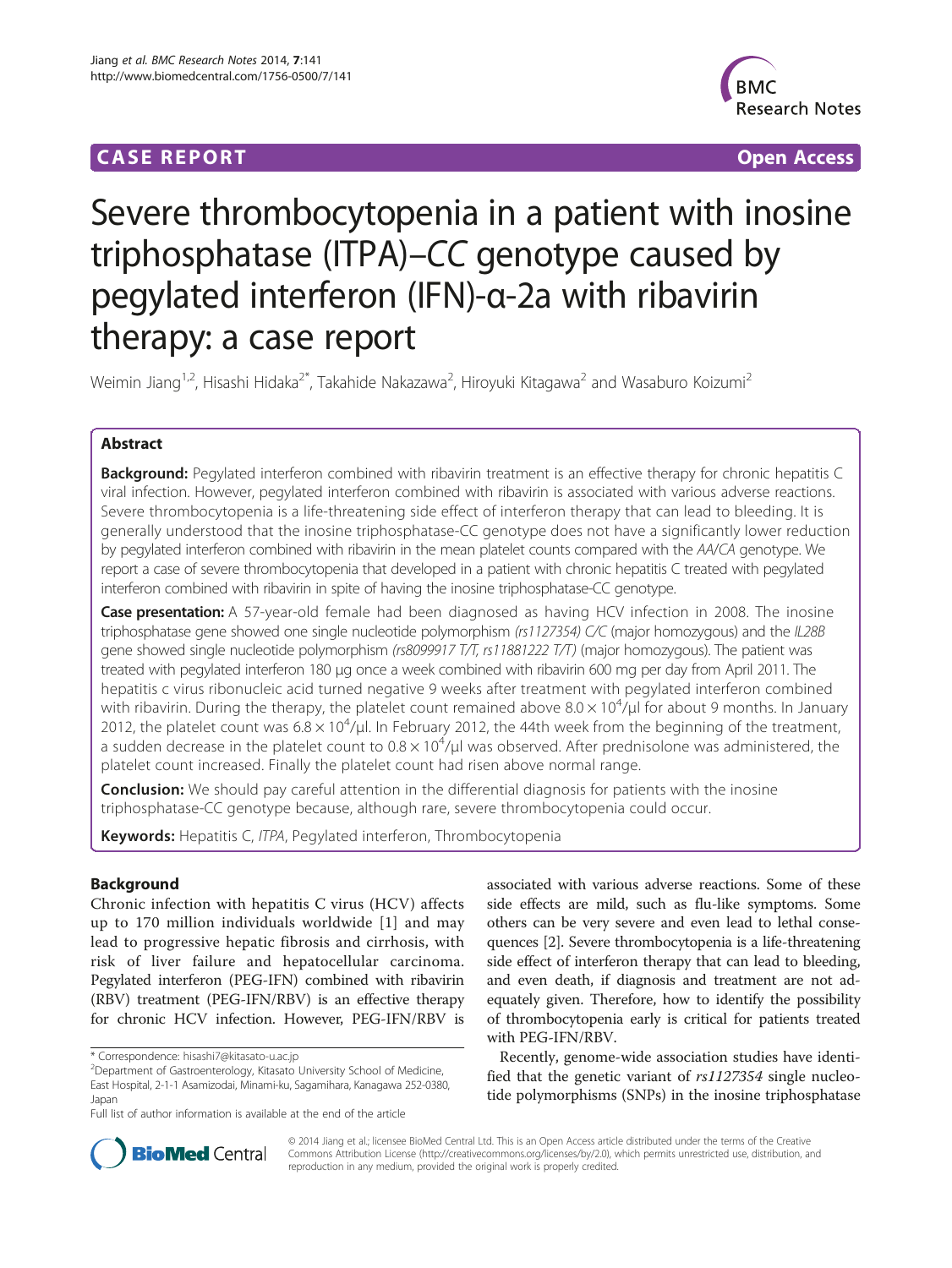CASE REPORT Open Access

# Severe thrombocytopenia in a patient with inosine triphosphatase (ITPA)–*CC* genotype caused by pegylated interferon (IFN)-α-2a with ribavirin therapy: a case report

Weimin Jiang[1,2], Hisashi Hidaka[2*], Takahide Nakazawa[2], Hiroyuki Kitagawa[2] and Wasaburo Koizumi[2]

## Abstract

**Background:** Pegylated interferon combined with ribavirin treatment is an effective therapy for chronic hepatitis C viral infection. However, pegylated interferon combined with ribavirin is associated with various adverse reactions. Severe thrombocytopenia is a life-threatening side effect of interferon therapy that can lead to bleeding. It is generally understood that the inosine triphosphatase-CC genotype does not have a significantly lower reduction by pegylated interferon combined with ribavirin in the mean platelet counts compared with the *AA/CA* genotype. We report a case of severe thrombocytopenia that developed in a patient with chronic hepatitis C treated with pegylated interferon combined with ribavirin in spite of having the inosine triphosphatase-CC genotype.

**Case presentation:** A 57-year-old female had been diagnosed as having HCV infection in 2008. The inosine triphosphatase gene showed one single nucleotide polymorphism *(rs1127354) C/C* (major homozygous) and the *IL28B* gene showed single nucleotide polymorphism *(rs8099917 T/T, rs11881222 T/T)* (major homozygous). The patient was treated with pegylated interferon 180 μg once a week combined with ribavirin 600 mg per day from April 2011. The hepatitis c virus ribonucleic acid turned negative 9 weeks after treatment with pegylated interferon combined with ribavirin. During the therapy, the platelet count remained above $8.0 \times 10^4$/μl for about 9 months. In January 2012, the platelet count was $6.8 \times 10^4$/μl. In February 2012, the 44th week from the beginning of the treatment, a sudden decrease in the platelet count to $0.8 \times 10^4$/μl was observed. After prednisolone was administered, the platelet count increased. Finally the platelet count had risen above normal range.

**Conclusion:** We should pay careful attention in the differential diagnosis for patients with the inosine triphosphatase-CC genotype because, although rare, severe thrombocytopenia could occur.

**Keywords:** Hepatitis C, *ITPA*, Pegylated interferon, Thrombocytopenia

## Background

Chronic infection with hepatitis C virus (HCV) affects up to 170 million individuals worldwide [1] and may lead to progressive hepatic fibrosis and cirrhosis, with risk of liver failure and hepatocellular carcinoma. Pegylated interferon (PEG-IFN) combined with ribavirin (RBV) treatment (PEG-IFN/RBV) is an effective therapy for chronic HCV infection. However, PEG-IFN/RBV is associated with various adverse reactions. Some of these side effects are mild, such as flu-like symptoms. Some others can be very severe and even lead to lethal consequences [2]. Severe thrombocytopenia is a life-threatening side effect of interferon therapy that can lead to bleeding, and even death, if diagnosis and treatment are not adequately given. Therefore, how to identify the possibility of thrombocytopenia early is critical for patients treated with PEG-IFN/RBV.

Recently, genome-wide association studies have identified that the genetic variant of *rs1127354* single nucleotide polymorphisms (SNPs) in the inosine triphosphatase

\* Correspondence: hisashi7@kitasato-u.ac.jp
[2]Department of Gastroenterology, Kitasato University School of Medicine, East Hospital, 2-1-1 Asamizodai, Minami-ku, Sagamihara, Kanagawa 252-0380, Japan
Full list of author information is available at the end of the article

© 2014 Jiang et al.; licensee BioMed Central Ltd. This is an Open Access article distributed under the terms of the Creative Commons Attribution License (http://creativecommons.org/licenses/by/2.0), which permits unrestricted use, distribution, and reproduction in any medium, provided the original work is properly credited.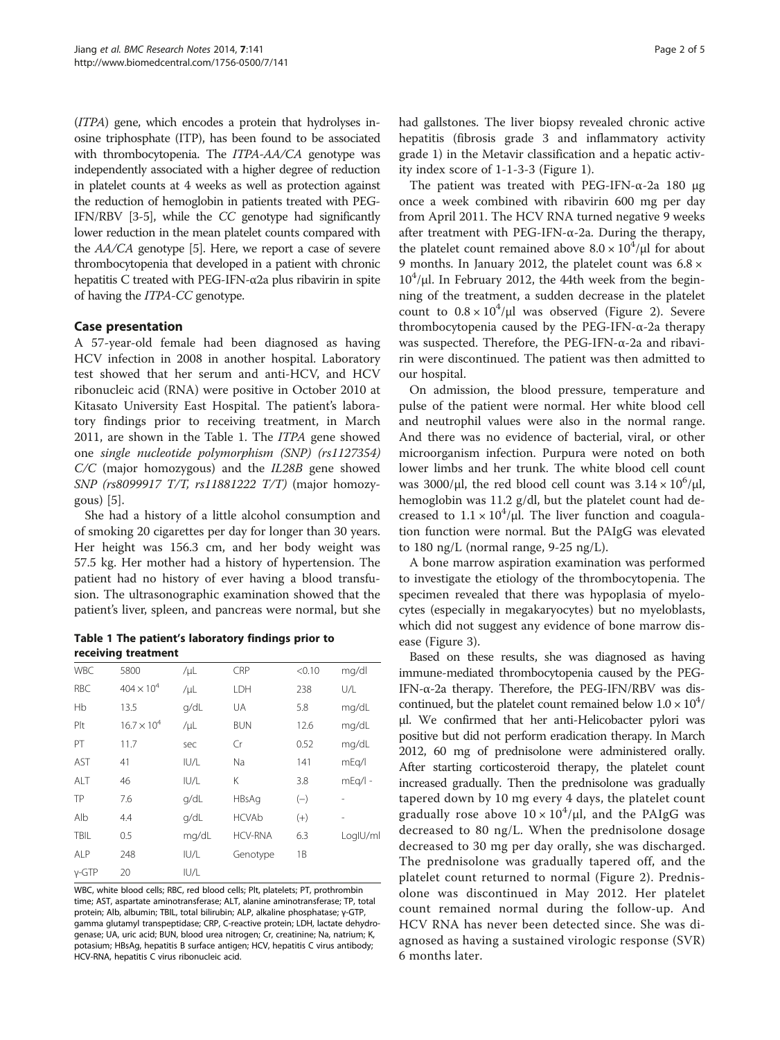(*ITPA*) gene, which encodes a protein that hydrolyses inosine triphosphate (ITP), has been found to be associated with thrombocytopenia. The *ITPA-AA/CA* genotype was independently associated with a higher degree of reduction in platelet counts at 4 weeks as well as protection against the reduction of hemoglobin in patients treated with PEG-IFN/RBV [3-5], while the *CC* genotype had significantly lower reduction in the mean platelet counts compared with the *AA/CA* genotype [5]. Here, we report a case of severe thrombocytopenia that developed in a patient with chronic hepatitis C treated with PEG-IFN-α2a plus ribavirin in spite of having the *ITPA-CC* genotype.

## Case presentation

A 57-year-old female had been diagnosed as having HCV infection in 2008 in another hospital. Laboratory test showed that her serum and anti-HCV, and HCV ribonucleic acid (RNA) were positive in October 2010 at Kitasato University East Hospital. The patient's laboratory findings prior to receiving treatment, in March 2011, are shown in the Table 1. The *ITPA* gene showed one *single nucleotide polymorphism (SNP) (rs1127354) C/C* (major homozygous) and the *IL28B* gene showed *SNP (rs8099917 T/T, rs11881222 T/T)* (major homozygous) [5].

She had a history of a little alcohol consumption and of smoking 20 cigarettes per day for longer than 30 years. Her height was 156.3 cm, and her body weight was 57.5 kg. Her mother had a history of hypertension. The patient had no history of ever having a blood transfusion. The ultrasonographic examination showed that the patient's liver, spleen, and pancreas were normal, but she had gallstones. The liver biopsy revealed chronic active hepatitis (fibrosis grade 3 and inflammatory activity grade 1) in the Metavir classification and a hepatic activity index score of 1-1-3-3 (Figure 1).

**Table 1 The patient's laboratory findings prior to receiving treatment**

| | | | | | |
|---|---|---|---|---|---|
| WBC | 5800 | /μL | CRP | <0.10 | mg/dl |
| RBC | $404 \times 10^4$ | /μL | LDH | 238 | U/L |
| Hb | 13.5 | g/dL | UA | 5.8 | mg/dL |
| Plt | $16.7 \times 10^4$ | /μL | BUN | 12.6 | mg/dL |
| PT | 11.7 | sec | Cr | 0.52 | mg/dL |
| AST | 41 | IU/L | Na | 141 | mEq/l |
| ALT | 46 | IU/L | K | 3.8 | mEq/l - |
| TP | 7.6 | g/dL | HBsAg | (−) | - |
| Alb | 4.4 | g/dL | HCVAb | (+) | - |
| TBIL | 0.5 | mg/dL | HCV-RNA | 6.3 | LogIU/ml |
| ALP | 248 | IU/L | Genotype | 1B | |
| γ-GTP | 20 | IU/L | | | |

WBC, white blood cells; RBC, red blood cells; Plt, platelets; PT, prothrombin time; AST, aspartate aminotransferase; ALT, alanine aminotransferase; TP, total protein; Alb, albumin; TBIL, total bilirubin; ALP, alkaline phosphatase; γ-GTP, gamma glutamyl transpeptidase; CRP, C-reactive protein; LDH, lactate dehydrogenase; UA, uric acid; BUN, blood urea nitrogen; Cr, creatinine; Na, natrium; K, potasium; HBsAg, hepatitis B surface antigen; HCV, hepatitis C virus antibody; HCV-RNA, hepatitis C virus ribonucleic acid.

The patient was treated with PEG-IFN-α-2a 180 μg once a week combined with ribavirin 600 mg per day from April 2011. The HCV RNA turned negative 9 weeks after treatment with PEG-IFN-α-2a. During the therapy, the platelet count remained above $8.0 \times 10^4$/μl for about 9 months. In January 2012, the platelet count was $6.8 \times 10^4$/μl. In February 2012, the 44th week from the beginning of the treatment, a sudden decrease in the platelet count to $0.8 \times 10^4$/μl was observed (Figure 2). Severe thrombocytopenia caused by the PEG-IFN-α-2a therapy was suspected. Therefore, the PEG-IFN-α-2a and ribavirin were discontinued. The patient was then admitted to our hospital.

On admission, the blood pressure, temperature and pulse of the patient were normal. Her white blood cell and neutrophil values were also in the normal range. And there was no evidence of bacterial, viral, or other microorganism infection. Purpura were noted on both lower limbs and her trunk. The white blood cell count was 3000/μl, the red blood cell count was $3.14 \times 10^6$/μl, hemoglobin was 11.2 g/dl, but the platelet count had decreased to $1.1 \times 10^4$/μl. The liver function and coagulation function were normal. But the PAIgG was elevated to 180 ng/L (normal range, 9-25 ng/L).

A bone marrow aspiration examination was performed to investigate the etiology of the thrombocytopenia. The specimen revealed that there was hypoplasia of myelocytes (especially in megakaryocytes) but no myeloblasts, which did not suggest any evidence of bone marrow disease (Figure 3).

Based on these results, she was diagnosed as having immune-mediated thrombocytopenia caused by the PEG-IFN-α-2a therapy. Therefore, the PEG-IFN/RBV was discontinued, but the platelet count remained below $1.0 \times 10^4$/μl. We confirmed that her anti-Helicobacter pylori was positive but did not perform eradication therapy. In March 2012, 60 mg of prednisolone were administered orally. After starting corticosteroid therapy, the platelet count increased gradually. Then the prednisolone was gradually tapered down by 10 mg every 4 days, the platelet count gradually rose above $10 \times 10^4$/μl, and the PAIgG was decreased to 80 ng/L. When the prednisolone dosage decreased to 30 mg per day orally, she was discharged. The prednisolone was gradually tapered off, and the platelet count returned to normal (Figure 2). Prednisolone was discontinued in May 2012. Her platelet count remained normal during the follow-up. And HCV RNA has never been detected since. She was diagnosed as having a sustained virologic response (SVR) 6 months later.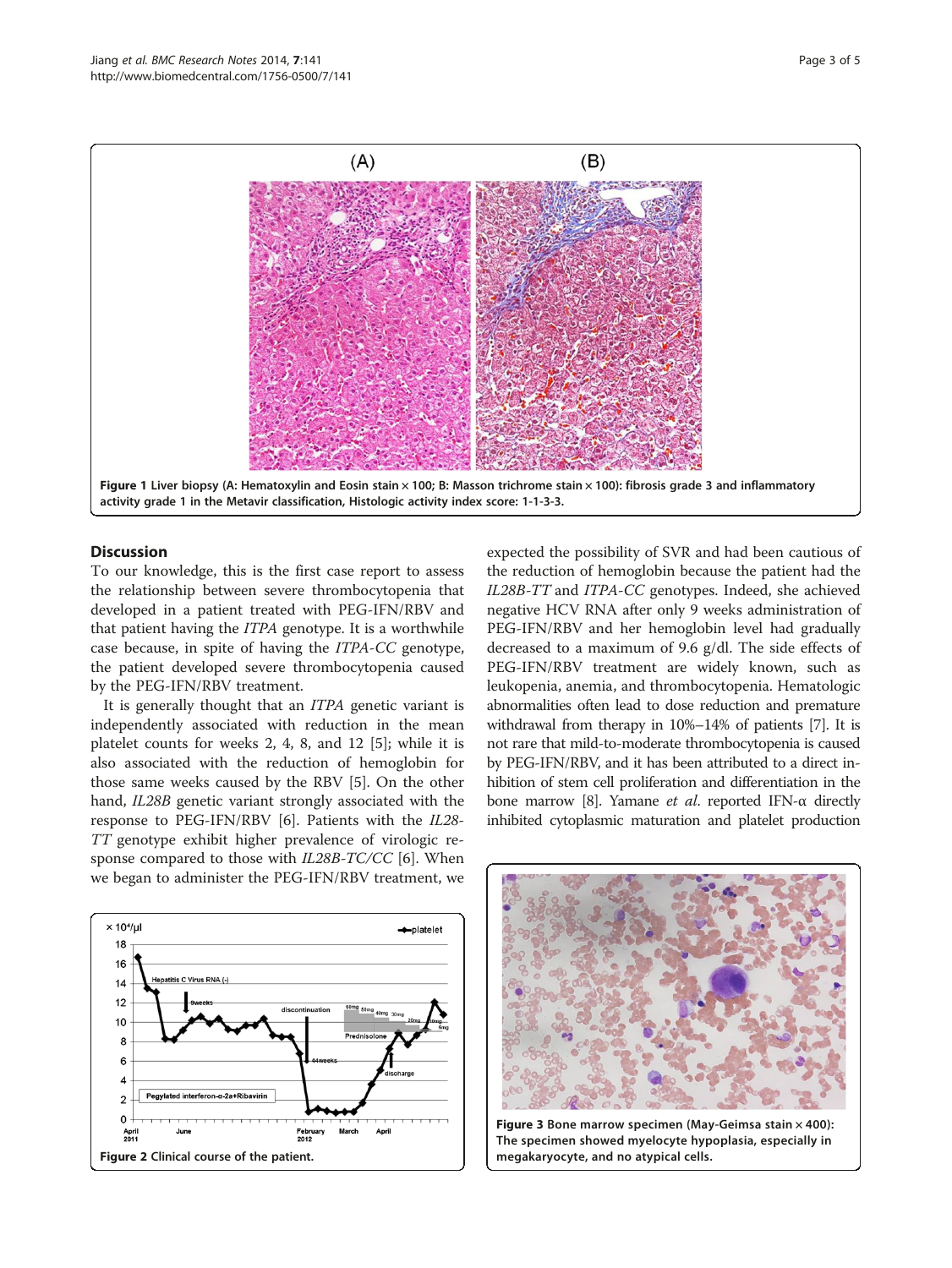Figure 1 Liver biopsy (A: Hematoxylin and Eosin stain × 100; B: Masson trichrome stain × 100): fibrosis grade 3 and inflammatory activity grade 1 in the Metavir classification, Histologic activity index score: 1-1-3-3.

## Discussion

To our knowledge, this is the first case report to assess the relationship between severe thrombocytopenia that developed in a patient treated with PEG-IFN/RBV and that patient having the *ITPA* genotype. It is a worthwhile case because, in spite of having the *ITPA-CC* genotype, the patient developed severe thrombocytopenia caused by the PEG-IFN/RBV treatment.

It is generally thought that an *ITPA* genetic variant is independently associated with reduction in the mean platelet counts for weeks 2, 4, 8, and 12 [5]; while it is also associated with the reduction of hemoglobin for those same weeks caused by the RBV [5]. On the other hand, *IL28B* genetic variant strongly associated with the response to PEG-IFN/RBV [6]. Patients with the *IL28-TT* genotype exhibit higher prevalence of virologic response compared to those with *IL28B-TC/CC* [6]. When we began to administer the PEG-IFN/RBV treatment, we expected the possibility of SVR and had been cautious of the reduction of hemoglobin because the patient had the *IL28B-TT* and *ITPA-CC* genotypes. Indeed, she achieved negative HCV RNA after only 9 weeks administration of PEG-IFN/RBV and her hemoglobin level had gradually decreased to a maximum of 9.6 g/dl. The side effects of PEG-IFN/RBV treatment are widely known, such as leukopenia, anemia, and thrombocytopenia. Hematologic abnormalities often lead to dose reduction and premature withdrawal from therapy in 10%–14% of patients [7]. It is not rare that mild-to-moderate thrombocytopenia is caused by PEG-IFN/RBV, and it has been attributed to a direct inhibition of stem cell proliferation and differentiation in the bone marrow [8]. Yamane *et al.* reported IFN-α directly inhibited cytoplasmic maturation and platelet production

Figure 2 Clinical course of the patient.

Figure 3 Bone marrow specimen (May-Geimsa stain × 400): The specimen showed myelocyte hypoplasia, especially in megakaryocyte, and no atypical cells.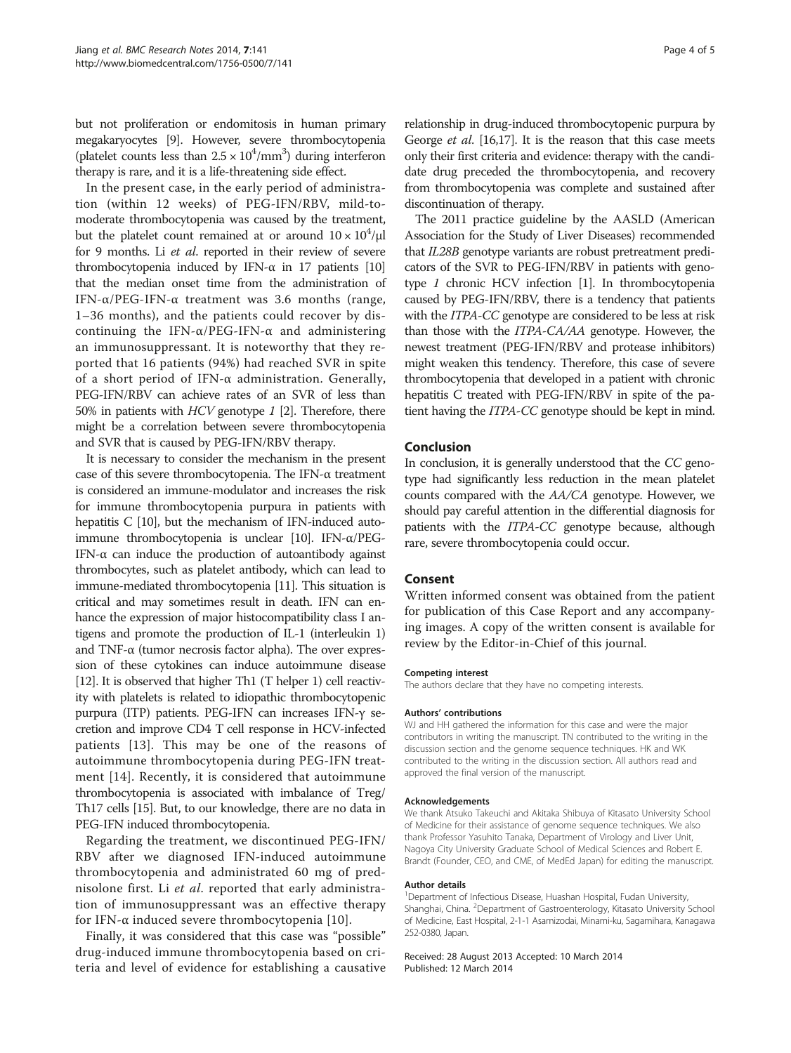but not proliferation or endomitosis in human primary megakaryocytes [9]. However, severe thrombocytopenia (platelet counts less than $2.5 \times 10^4/\text{mm}^3$) during interferon therapy is rare, and it is a life-threatening side effect.

In the present case, in the early period of administration (within 12 weeks) of PEG-IFN/RBV, mild-to-moderate thrombocytopenia was caused by the treatment, but the platelet count remained at or around $10 \times 10^4/\mu\text{l}$ for 9 months. Li *et al.* reported in their review of severe thrombocytopenia induced by IFN-α in 17 patients [10] that the median onset time from the administration of IFN-α/PEG-IFN-α treatment was 3.6 months (range, 1–36 months), and the patients could recover by discontinuing the IFN-α/PEG-IFN-α and administering an immunosuppressant. It is noteworthy that they reported that 16 patients (94%) had reached SVR in spite of a short period of IFN-α administration. Generally, PEG-IFN/RBV can achieve rates of an SVR of less than 50% in patients with *HCV* genotype *1* [2]. Therefore, there might be a correlation between severe thrombocytopenia and SVR that is caused by PEG-IFN/RBV therapy.

It is necessary to consider the mechanism in the present case of this severe thrombocytopenia. The IFN-α treatment is considered an immune-modulator and increases the risk for immune thrombocytopenia purpura in patients with hepatitis C [10], but the mechanism of IFN-induced autoimmune thrombocytopenia is unclear [10]. IFN-α/PEG-IFN-α can induce the production of autoantibody against thrombocytes, such as platelet antibody, which can lead to immune-mediated thrombocytopenia [11]. This situation is critical and may sometimes result in death. IFN can enhance the expression of major histocompatibility class I antigens and promote the production of IL-1 (interleukin 1) and TNF-α (tumor necrosis factor alpha). The over expression of these cytokines can induce autoimmune disease [12]. It is observed that higher Th1 (T helper 1) cell reactivity with platelets is related to idiopathic thrombocytopenic purpura (ITP) patients. PEG-IFN can increases IFN-γ secretion and improve CD4 T cell response in HCV-infected patients [13]. This may be one of the reasons of autoimmune thrombocytopenia during PEG-IFN treatment [14]. Recently, it is considered that autoimmune thrombocytopenia is associated with imbalance of Treg/Th17 cells [15]. But, to our knowledge, there are no data in PEG-IFN induced thrombocytopenia.

Regarding the treatment, we discontinued PEG-IFN/RBV after we diagnosed IFN-induced autoimmune thrombocytopenia and administrated 60 mg of prednisolone first. Li *et al*. reported that early administration of immunosuppressant was an effective therapy for IFN-α induced severe thrombocytopenia [10].

Finally, it was considered that this case was "possible" drug-induced immune thrombocytopenia based on criteria and level of evidence for establishing a causative relationship in drug-induced thrombocytopenic purpura by George *et al.* [16,17]. It is the reason that this case meets only their first criteria and evidence: therapy with the candidate drug preceded the thrombocytopenia, and recovery from thrombocytopenia was complete and sustained after discontinuation of therapy.

The 2011 practice guideline by the AASLD (American Association for the Study of Liver Diseases) recommended that *IL28B* genotype variants are robust pretreatment predicators of the SVR to PEG-IFN/RBV in patients with genotype *1* chronic HCV infection [1]. In thrombocytopenia caused by PEG-IFN/RBV, there is a tendency that patients with the *ITPA-CC* genotype are considered to be less at risk than those with the *ITPA-CA/AA* genotype. However, the newest treatment (PEG-IFN/RBV and protease inhibitors) might weaken this tendency. Therefore, this case of severe thrombocytopenia that developed in a patient with chronic hepatitis C treated with PEG-IFN/RBV in spite of the patient having the *ITPA-CC* genotype should be kept in mind.

## Conclusion

In conclusion, it is generally understood that the *CC* genotype had significantly less reduction in the mean platelet counts compared with the *AA/CA* genotype. However, we should pay careful attention in the differential diagnosis for patients with the *ITPA-CC* genotype because, although rare, severe thrombocytopenia could occur.

## Consent

Written informed consent was obtained from the patient for publication of this Case Report and any accompanying images. A copy of the written consent is available for review by the Editor-in-Chief of this journal.

#### Competing interest

The authors declare that they have no competing interests.

#### Authors' contributions

WJ and HH gathered the information for this case and were the major contributors in writing the manuscript. TN contributed to the writing in the discussion section and the genome sequence techniques. HK and WK contributed to the writing in the discussion section. All authors read and approved the final version of the manuscript.

#### Acknowledgements

We thank Atsuko Takeuchi and Akitaka Shibuya of Kitasato University School of Medicine for their assistance of genome sequence techniques. We also thank Professor Yasuhito Tanaka, Department of Virology and Liver Unit, Nagoya City University Graduate School of Medical Sciences and Robert E. Brandt (Founder, CEO, and CME, of MedEd Japan) for editing the manuscript.

#### Author details

[1]Department of Infectious Disease, Huashan Hospital, Fudan University, Shanghai, China. [2]Department of Gastroenterology, Kitasato University School of Medicine, East Hospital, 2-1-1 Asamizodai, Minami-ku, Sagamihara, Kanagawa 252-0380, Japan.

Received: 28 August 2013 Accepted: 10 March 2014
Published: 12 March 2014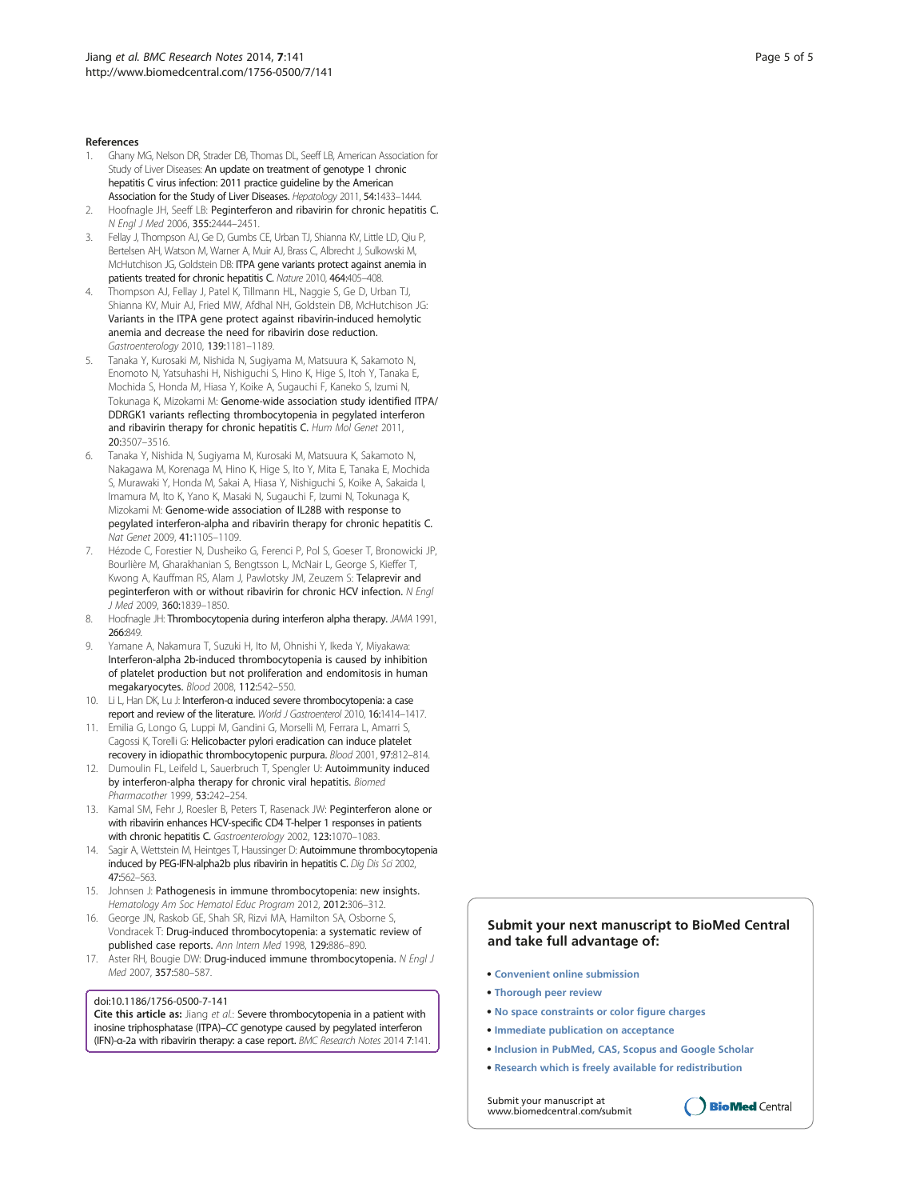## References

1. Ghany MG, Nelson DR, Strader DB, Thomas DL, Seeff LB, American Association for Study of Liver Diseases: An update on treatment of genotype 1 chronic hepatitis C virus infection: 2011 practice guideline by the American Association for the Study of Liver Diseases. *Hepatology* 2011, **54:**1433–1444.
2. Hoofnagle JH, Seeff LB: Peginterferon and ribavirin for chronic hepatitis C. *N Engl J Med* 2006, **355:**2444–2451.
3. Fellay J, Thompson AJ, Ge D, Gumbs CE, Urban TJ, Shianna KV, Little LD, Qiu P, Bertelsen AH, Watson M, Warner A, Muir AJ, Brass C, Albrecht J, Sulkowski M, McHutchison JG, Goldstein DB: ITPA gene variants protect against anemia in patients treated for chronic hepatitis C. *Nature* 2010, **464:**405–408.
4. Thompson AJ, Fellay J, Patel K, Tillmann HL, Naggie S, Ge D, Urban TJ, Shianna KV, Muir AJ, Fried MW, Afdhal NH, Goldstein DB, McHutchison JG: Variants in the ITPA gene protect against ribavirin-induced hemolytic anemia and decrease the need for ribavirin dose reduction. *Gastroenterology* 2010, **139:**1181–1189.
5. Tanaka Y, Kurosaki M, Nishida N, Sugiyama M, Matsuura K, Sakamoto N, Enomoto N, Yatsuhashi H, Nishiguchi S, Hino K, Hige S, Itoh Y, Tanaka E, Mochida S, Honda M, Hiasa Y, Koike A, Sugauchi F, Kaneko S, Izumi N, Tokunaga K, Mizokami M: Genome-wide association study identified ITPA/DDRGK1 variants reflecting thrombocytopenia in pegylated interferon and ribavirin therapy for chronic hepatitis C. *Hum Mol Genet* 2011, **20:**3507–3516.
6. Tanaka Y, Nishida N, Sugiyama M, Kurosaki M, Matsuura K, Sakamoto N, Nakagawa M, Korenaga M, Hino K, Hige S, Ito Y, Mita E, Tanaka E, Mochida S, Murawaki Y, Honda M, Sakai A, Hiasa Y, Nishiguchi S, Koike A, Sakaida I, Imamura M, Ito K, Yano K, Masaki N, Sugauchi F, Izumi N, Tokunaga K, Mizokami M: Genome-wide association of IL28B with response to pegylated interferon-alpha and ribavirin therapy for chronic hepatitis C. *Nat Genet* 2009, **41:**1105–1109.
7. Hézode C, Forestier N, Dusheiko G, Ferenci P, Pol S, Goeser T, Bronowicki JP, Bourlière M, Gharakhanian S, Bengtsson L, McNair L, George S, Kieffer T, Kwong A, Kauffman RS, Alam J, Pawlotsky JM, Zeuzem S: Telaprevir and peginterferon with or without ribavirin for chronic HCV infection. *N Engl J Med* 2009, **360:**1839–1850.
8. Hoofnagle JH: Thrombocytopenia during interferon alpha therapy. *JAMA* 1991, **266:**849.
9. Yamane A, Nakamura T, Suzuki H, Ito M, Ohnishi Y, Ikeda Y, Miyakawa: Interferon-alpha 2b-induced thrombocytopenia is caused by inhibition of platelet production but not proliferation and endomitosis in human megakaryocytes. *Blood* 2008, **112:**542–550.
10. Li L, Han DK, Lu J: Interferon-α induced severe thrombocytopenia: a case report and review of the literature. *World J Gastroenterol* 2010, **16:**1414–1417.
11. Emilia G, Longo G, Luppi M, Gandini G, Morselli M, Ferrara L, Amarri S, Cagossi K, Torelli G: Helicobacter pylori eradication can induce platelet recovery in idiopathic thrombocytopenic purpura. *Blood* 2001, **97:**812–814.
12. Dumoulin FL, Leifeld L, Sauerbruch T, Spengler U: Autoimmunity induced by interferon-alpha therapy for chronic viral hepatitis. *Biomed Pharmacother* 1999, **53:**242–254.
13. Kamal SM, Fehr J, Roesler B, Peters T, Rasenack JW: Peginterferon alone or with ribavirin enhances HCV-specific CD4 T-helper 1 responses in patients with chronic hepatitis C. *Gastroenterology* 2002, **123:**1070–1083.
14. Sagir A, Wettstein M, Heintges T, Haussinger D: Autoimmune thrombocytopenia induced by PEG-IFN-alpha2b plus ribavirin in hepatitis C. *Dig Dis Sci* 2002, **47:**562–563.
15. Johnsen J: Pathogenesis in immune thrombocytopenia: new insights. *Hematology Am Soc Hematol Educ Program* 2012, **2012:**306–312.
16. George JN, Raskob GE, Shah SR, Rizvi MA, Hamilton SA, Osborne S, Vondracek T: Drug-induced thrombocytopenia: a systematic review of published case reports. *Ann Intern Med* 1998, **129:**886–890.
17. Aster RH, Bougie DW: Drug-induced immune thrombocytopenia. *N Engl J Med* 2007, **357:**580–587.

doi:10.1186/1756-0500-7-141

**Cite this article as:** Jiang *et al.*: Severe thrombocytopenia in a patient with inosine triphosphatase (ITPA)–CC genotype caused by pegylated interferon (IFN)-α-2a with ribavirin therapy: a case report. *BMC Research Notes* 2014 **7**:141.

**Submit your next manuscript to BioMed Central and take full advantage of:**

- Convenient online submission
- Thorough peer review
- No space constraints or color figure charges
- Immediate publication on acceptance
- Inclusion in PubMed, CAS, Scopus and Google Scholar
- Research which is freely available for redistribution

Submit your manuscript at www.biomedcentral.com/submit

BioMed Central